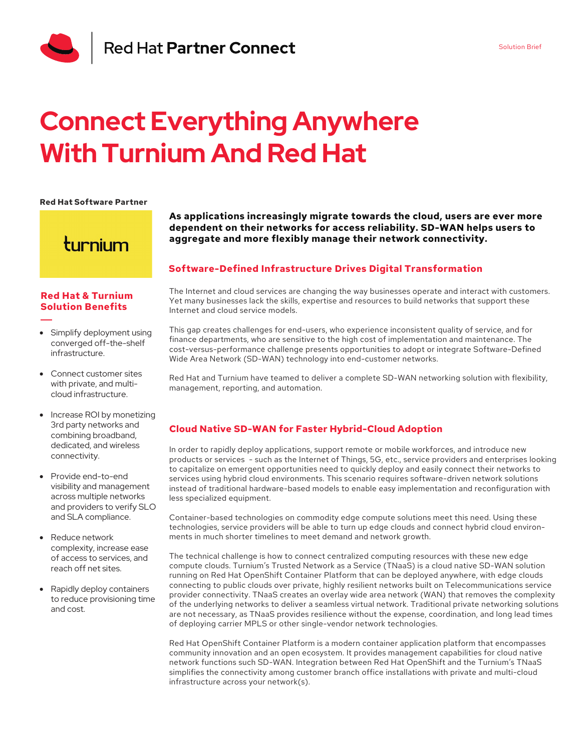Red Hat **Partner Connect**

Solution Brief

# Connect Everything Anywhere With Turnium And Red Hat

**Red Hat Software Partner**

turnium

## Red Hat & Turnium Solution Benefits

- Simplify deployment using converged off-the-shelf infrastructure.
- Connect customer sites with private, and multi-cloud infrastructure.
- Increase ROI by monetizing 3rd party networks and combining broadband, dedicated, and wireless connectivity.
- Provide end-to-end visibility and management across multiple networks and providers to verify SLO and SLA compliance.
- Reduce network complexity, increase ease of access to services, and reach off net sites.
- Rapidly deploy containers to reduce provisioning time and cost.

**As applications increasingly migrate towards the cloud, users are ever more dependent on their networks for access reliability. SD-WAN helps users to aggregate and more flexibly manage their network connectivity.**

## Software-Defined Infrastructure Drives Digital Transformation

The Internet and cloud services are changing the way businesses operate and interact with customers. Yet many businesses lack the skills, expertise and resources to build networks that support these Internet and cloud service models.

This gap creates challenges for end-users, who experience inconsistent quality of service, and for finance departments, who are sensitive to the high cost of implementation and maintenance. The cost-versus-performance challenge presents opportunities to adopt or integrate Software-Defined Wide Area Network (SD-WAN) technology into end-customer networks.

Red Hat and Turnium have teamed to deliver a complete SD-WAN networking solution with flexibility, management, reporting, and automation.

## Cloud Native SD-WAN for Faster Hybrid-Cloud Adoption

In order to rapidly deploy applications, support remote or mobile workforces, and introduce new products or services - such as the Internet of Things, 5G, etc., service providers and enterprises looking to capitalize on emergent opportunities need to quickly deploy and easily connect their networks to services using hybrid cloud environments. This scenario requires software-driven network solutions instead of traditional hardware-based models to enable easy implementation and reconfiguration with less specialized equipment.

Container-based technologies on commodity edge compute solutions meet this need. Using these technologies, service providers will be able to turn up edge clouds and connect hybrid cloud environments in much shorter timelines to meet demand and network growth.

The technical challenge is how to connect centralized computing resources with these new edge compute clouds. Turnium's Trusted Network as a Service (TNaaS) is a cloud native SD-WAN solution running on Red Hat OpenShift Container Platform that can be deployed anywhere, with edge clouds connecting to public clouds over private, highly resilient networks built on Telecommunications service provider connectivity. TNaaS creates an overlay wide area network (WAN) that removes the complexity of the underlying networks to deliver a seamless virtual network. Traditional private networking solutions are not necessary, as TNaaS provides resilience without the expense, coordination, and long lead times of deploying carrier MPLS or other single-vendor network technologies.

Red Hat OpenShift Container Platform is a modern container application platform that encompasses community innovation and an open ecosystem. It provides management capabilities for cloud native network functions such SD-WAN. Integration between Red Hat OpenShift and the Turnium's TNaaS simplifies the connectivity among customer branch office installations with private and multi-cloud infrastructure across your network(s).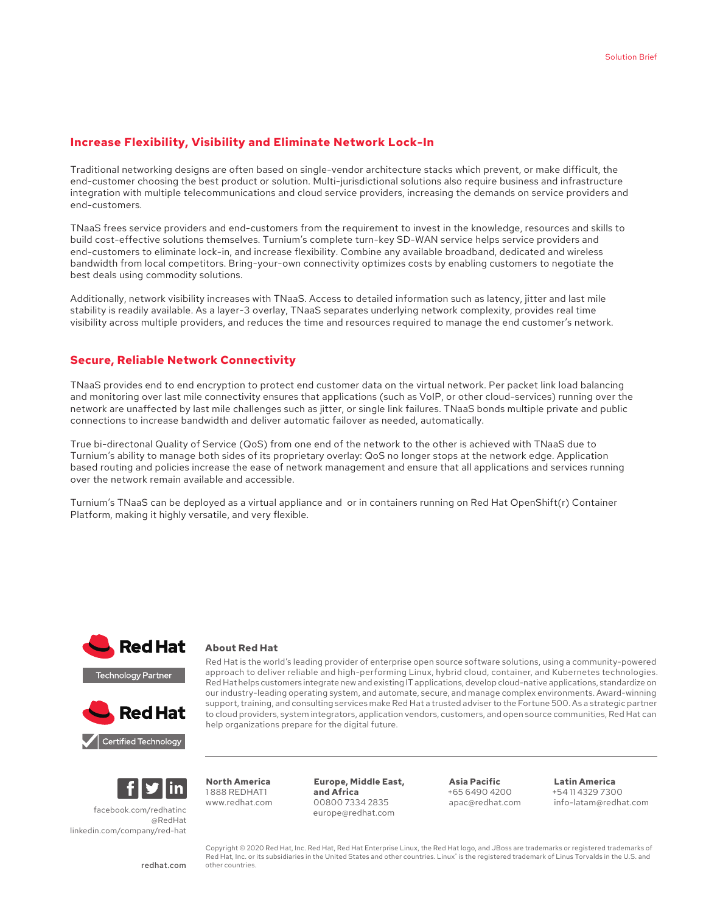## Increase Flexibility, Visibility and Eliminate Network Lock-In

Traditional networking designs are often based on single-vendor architecture stacks which prevent, or make difficult, the end-customer choosing the best product or solution. Multi-jurisdictional solutions also require business and infrastructure integration with multiple telecommunications and cloud service providers, increasing the demands on service providers and end-customers.

TNaaS frees service providers and end-customers from the requirement to invest in the knowledge, resources and skills to build cost-effective solutions themselves. Turnium's complete turn-key SD-WAN service helps service providers and end-customers to eliminate lock-in, and increase flexibility. Combine any available broadband, dedicated and wireless bandwidth from local competitors. Bring-your-own connectivity optimizes costs by enabling customers to negotiate the best deals using commodity solutions.

Additionally, network visibility increases with TNaaS. Access to detailed information such as latency, jitter and last mile stability is readily available. As a layer-3 overlay, TNaaS separates underlying network complexity, provides real time visibility across multiple providers, and reduces the time and resources required to manage the end customer's network.

## Secure, Reliable Network Connectivity

TNaaS provides end to end encryption to protect end customer data on the virtual network. Per packet link load balancing and monitoring over last mile connectivity ensures that applications (such as VoIP, or other cloud-services) running over the network are unaffected by last mile challenges such as jitter, or single link failures. TNaaS bonds multiple private and public connections to increase bandwidth and deliver automatic failover as needed, automatically.

True bi-directonal Quality of Service (QoS) from one end of the network to the other is achieved with TNaaS due to Turnium's ability to manage both sides of its proprietary overlay: QoS no longer stops at the network edge. Application based routing and policies increase the ease of network management and ensure that all applications and services running over the network remain available and accessible.

Turnium's TNaaS can be deployed as a virtual appliance and  or in containers running on Red Hat OpenShift(r) Container Platform, making it highly versatile, and very flexible.

Red Hat Technology Partner

Red Hat Certified Technology

### About Red Hat

Red Hat is the world's leading provider of enterprise open source software solutions, using a community-powered approach to deliver reliable and high-performing Linux, hybrid cloud, container, and Kubernetes technologies. Red Hat helps customers integrate new and existing IT applications, develop cloud-native applications, standardize on our industry-leading operating system, and automate, secure, and manage complex environments. Award-winning support, training, and consulting services make Red Hat a trusted adviser to the Fortune 500. As a strategic partner to cloud providers, system integrators, application vendors, customers, and open source communities, Red Hat can help organizations prepare for the digital future.

facebook.com/redhatinc
@RedHat
linkedin.com/company/red-hat

**North America**
1 888 REDHAT1
www.redhat.com

**Europe, Middle East, and Africa**
00800 7334 2835
europe@redhat.com

**Asia Pacific**
+65 6490 4200
apac@redhat.com

**Latin America**
+54 11 4329 7300
info-latam@redhat.com

redhat.com

Copyright © 2020 Red Hat, Inc. Red Hat, Red Hat Enterprise Linux, the Red Hat logo, and JBoss are trademarks or registered trademarks of Red Hat, Inc. or its subsidiaries in the United States and other countries. Linux® is the registered trademark of Linus Torvalds in the U.S. and other countries.